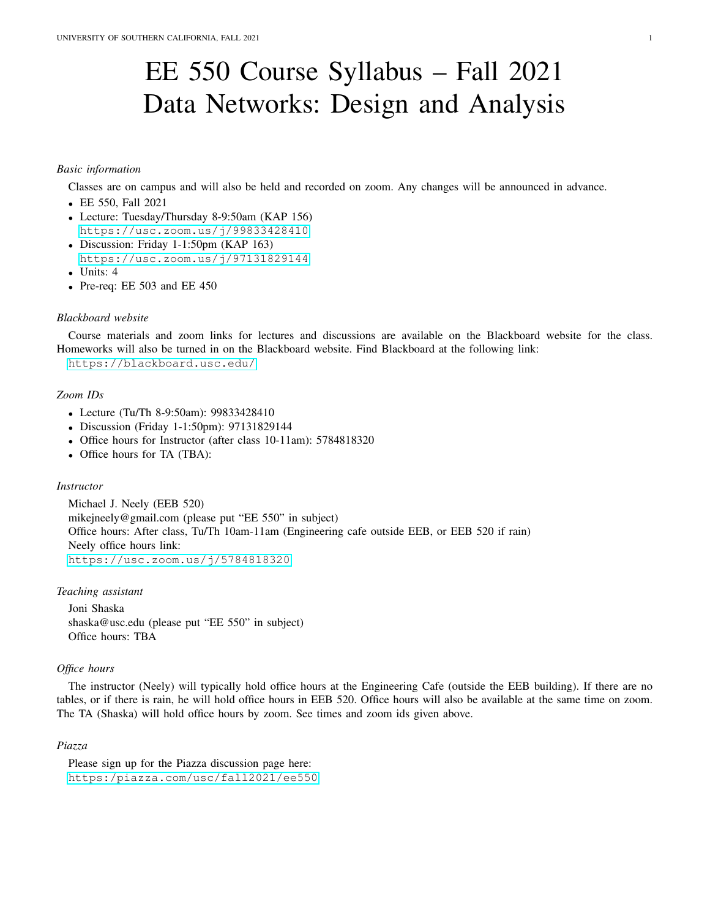# EE 550 Course Syllabus – Fall 2021
# Data Networks: Design and Analysis

### *Basic information*

Classes are on campus and will also be held and recorded on zoom. Any changes will be announced in advance.

- EE 550, Fall 2021
- Lecture: Tuesday/Thursday 8-9:50am (KAP 156)
  https://usc.zoom.us/j/99833428410
- Discussion: Friday 1-1:50pm (KAP 163)
  https://usc.zoom.us/j/97131829144
- Units: 4
- Pre-req: EE 503 and EE 450

### *Blackboard website*

Course materials and zoom links for lectures and discussions are available on the Blackboard website for the class. Homeworks will also be turned in on the Blackboard website. Find Blackboard at the following link:
https://blackboard.usc.edu/

### *Zoom IDs*

- Lecture (Tu/Th 8-9:50am): 99833428410
- Discussion (Friday 1-1:50pm): 97131829144
- Office hours for Instructor (after class 10-11am): 5784818320
- Office hours for TA (TBA):

### *Instructor*

Michael J. Neely (EEB 520)
mikejneely@gmail.com (please put "EE 550" in subject)
Office hours: After class, Tu/Th 10am-11am (Engineering cafe outside EEB, or EEB 520 if rain)
Neely office hours link:
https://usc.zoom.us/j/5784818320

### *Teaching assistant*

Joni Shaska
shaska@usc.edu (please put "EE 550" in subject)
Office hours: TBA

### *Office hours*

The instructor (Neely) will typically hold office hours at the Engineering Cafe (outside the EEB building). If there are no tables, or if there is rain, he will hold office hours in EEB 520. Office hours will also be available at the same time on zoom. The TA (Shaska) will hold office hours by zoom. See times and zoom ids given above.

### *Piazza*

Please sign up for the Piazza discussion page here:
https:/piazza.com/usc/fall2021/ee550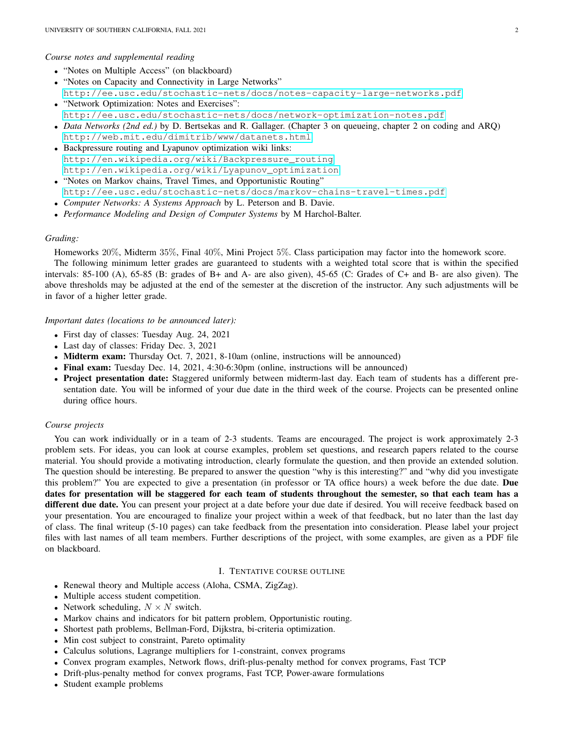*Course notes and supplemental reading*

- "Notes on Multiple Access" (on blackboard)
- "Notes on Capacity and Connectivity in Large Networks"
  http://ee.usc.edu/stochastic-nets/docs/notes-capacity-large-networks.pdf
- "Network Optimization: Notes and Exercises":
  http://ee.usc.edu/stochastic-nets/docs/network-optimization-notes.pdf
- *Data Networks (2nd ed.)* by D. Bertsekas and R. Gallager. (Chapter 3 on queueing, chapter 2 on coding and ARQ)
  http://web.mit.edu/dimitrib/www/datanets.html
- Backpressure routing and Lyapunov optimization wiki links:
  http://en.wikipedia.org/wiki/Backpressure_routing
  http://en.wikipedia.org/wiki/Lyapunov_optimization
- "Notes on Markov chains, Travel Times, and Opportunistic Routing"
  http://ee.usc.edu/stochastic-nets/docs/markov-chains-travel-times.pdf
- *Computer Networks: A Systems Approach* by L. Peterson and B. Davie.
- *Performance Modeling and Design of Computer Systems* by M Harchol-Balter.

*Grading:*

Homeworks $20\%$, Midterm $35\%$, Final $40\%$, Mini Project $5\%$. Class participation may factor into the homework score.

The following minimum letter grades are guaranteed to students with a weighted total score that is within the specified intervals: 85-100 (A), 65-85 (B: grades of B+ and A- are also given), 45-65 (C: Grades of C+ and B- are also given). The above thresholds may be adjusted at the end of the semester at the discretion of the instructor. Any such adjustments will be in favor of a higher letter grade.

*Important dates (locations to be announced later):*

- First day of classes: Tuesday Aug. 24, 2021
- Last day of classes: Friday Dec. 3, 2021
- **Midterm exam:** Thursday Oct. 7, 2021, 8-10am (online, instructions will be announced)
- **Final exam:** Tuesday Dec. 14, 2021, 4:30-6:30pm (online, instructions will be announced)
- **Project presentation date:** Staggered uniformly between midterm-last day. Each team of students has a different presentation date. You will be informed of your due date in the third week of the course. Projects can be presented online during office hours.

*Course projects*

You can work individually or in a team of 2-3 students. Teams are encouraged. The project is work approximately 2-3 problem sets. For ideas, you can look at course examples, problem set questions, and research papers related to the course material. You should provide a motivating introduction, clearly formulate the question, and then provide an extended solution. The question should be interesting. Be prepared to answer the question "why is this interesting?" and "why did you investigate this problem?" You are expected to give a presentation (in professor or TA office hours) a week before the due date. **Due dates for presentation will be staggered for each team of students throughout the semester, so that each team has a different due date.** You can present your project at a date before your due date if desired. You will receive feedback based on your presentation. You are encouraged to finalize your project within a week of that feedback, but no later than the last day of class. The final writeup (5-10 pages) can take feedback from the presentation into consideration. Please label your project files with last names of all team members. Further descriptions of the project, with some examples, are given as a PDF file on blackboard.

## I. Tentative course outline

- Renewal theory and Multiple access (Aloha, CSMA, ZigZag).
- Multiple access student competition.
- Network scheduling, $N \times N$ switch.
- Markov chains and indicators for bit pattern problem, Opportunistic routing.
- Shortest path problems, Bellman-Ford, Dijkstra, bi-criteria optimization.
- Min cost subject to constraint, Pareto optimality
- Calculus solutions, Lagrange multipliers for 1-constraint, convex programs
- Convex program examples, Network flows, drift-plus-penalty method for convex programs, Fast TCP
- Drift-plus-penalty method for convex programs, Fast TCP, Power-aware formulations
- Student example problems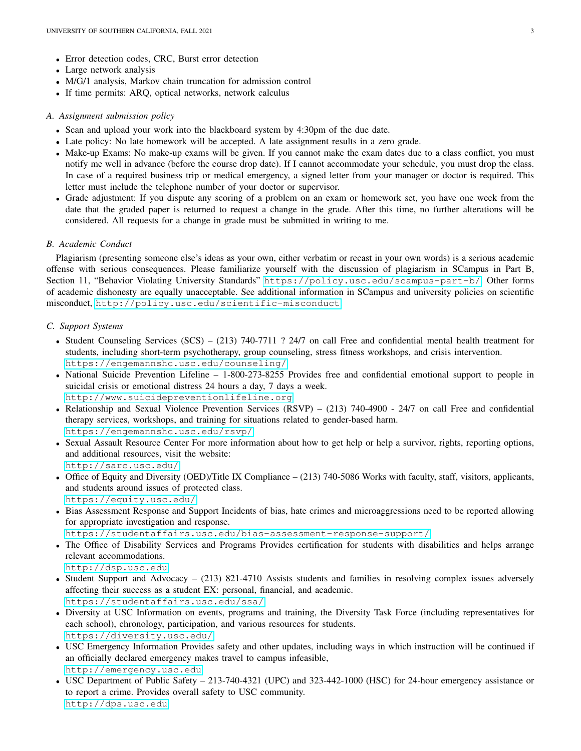- Error detection codes, CRC, Burst error detection
- Large network analysis
- M/G/1 analysis, Markov chain truncation for admission control
- If time permits: ARQ, optical networks, network calculus

### *A. Assignment submission policy*

- Scan and upload your work into the blackboard system by 4:30pm of the due date.
- Late policy: No late homework will be accepted. A late assignment results in a zero grade.
- Make-up Exams: No make-up exams will be given. If you cannot make the exam dates due to a class conflict, you must notify me well in advance (before the course drop date). If I cannot accommodate your schedule, you must drop the class. In case of a required business trip or medical emergency, a signed letter from your manager or doctor is required. This letter must include the telephone number of your doctor or supervisor.
- Grade adjustment: If you dispute any scoring of a problem on an exam or homework set, you have one week from the date that the graded paper is returned to request a change in the grade. After this time, no further alterations will be considered. All requests for a change in grade must be submitted in writing to me.

### *B. Academic Conduct*

Plagiarism (presenting someone else's ideas as your own, either verbatim or recast in your own words) is a serious academic offense with serious consequences. Please familiarize yourself with the discussion of plagiarism in SCampus in Part B, Section 11, "Behavior Violating University Standards" https://policy.usc.edu/scampus-part-b/. Other forms of academic dishonesty are equally unacceptable. See additional information in SCampus and university policies on scientific misconduct, http://policy.usc.edu/scientific-misconduct

### *C. Support Systems*

- Student Counseling Services (SCS) – (213) 740-7711 ? 24/7 on call Free and confidential mental health treatment for students, including short-term psychotherapy, group counseling, stress fitness workshops, and crisis intervention.
  https://engemannshc.usc.edu/counseling/
- National Suicide Prevention Lifeline – 1-800-273-8255 Provides free and confidential emotional support to people in suicidal crisis or emotional distress 24 hours a day, 7 days a week.
  http://www.suicidepreventionlifeline.org
- Relationship and Sexual Violence Prevention Services (RSVP) – (213) 740-4900 - 24/7 on call Free and confidential therapy services, workshops, and training for situations related to gender-based harm.
  https://engemannshc.usc.edu/rsvp/
- Sexual Assault Resource Center For more information about how to get help or help a survivor, rights, reporting options, and additional resources, visit the website:
  http://sarc.usc.edu/
- Office of Equity and Diversity (OED)/Title IX Compliance – (213) 740-5086 Works with faculty, staff, visitors, applicants, and students around issues of protected class.
  https://equity.usc.edu/
- Bias Assessment Response and Support Incidents of bias, hate crimes and microaggressions need to be reported allowing for appropriate investigation and response.
  https://studentaffairs.usc.edu/bias-assessment-response-support/
- The Office of Disability Services and Programs Provides certification for students with disabilities and helps arrange relevant accommodations.
  http://dsp.usc.edu
- Student Support and Advocacy – (213) 821-4710 Assists students and families in resolving complex issues adversely affecting their success as a student EX: personal, financial, and academic.
  https://studentaffairs.usc.edu/ssa/
- Diversity at USC Information on events, programs and training, the Diversity Task Force (including representatives for each school), chronology, participation, and various resources for students.
  https://diversity.usc.edu/
- USC Emergency Information Provides safety and other updates, including ways in which instruction will be continued if an officially declared emergency makes travel to campus infeasible,
  http://emergency.usc.edu
- USC Department of Public Safety – 213-740-4321 (UPC) and 323-442-1000 (HSC) for 24-hour emergency assistance or to report a crime. Provides overall safety to USC community.
  http://dps.usc.edu